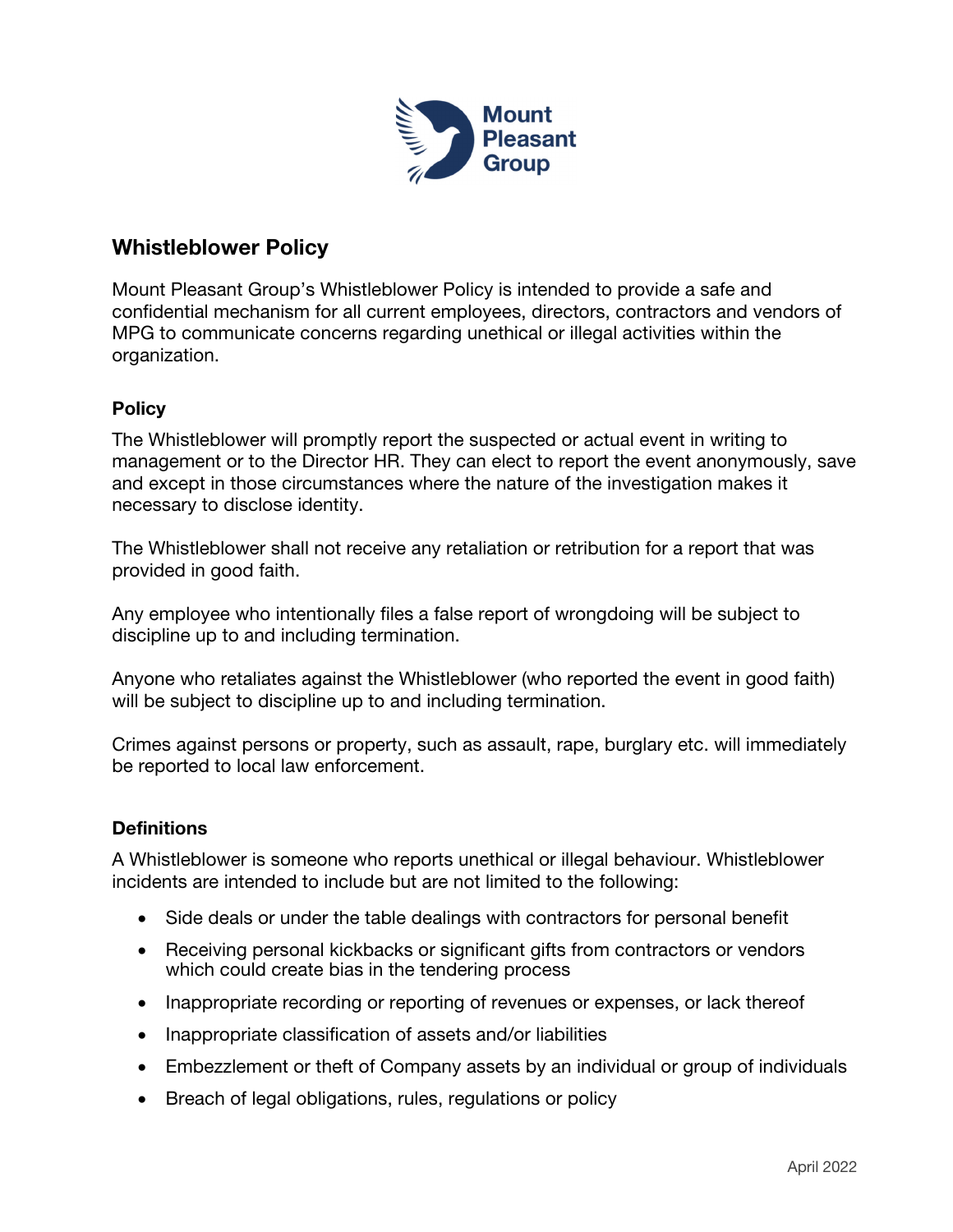Mount Pleasant Group

# Whistleblower Policy

Mount Pleasant Group's Whistleblower Policy is intended to provide a safe and confidential mechanism for all current employees, directors, contractors and vendors of MPG to communicate concerns regarding unethical or illegal activities within the organization.

## Policy

The Whistleblower will promptly report the suspected or actual event in writing to management or to the Director HR. They can elect to report the event anonymously, save and except in those circumstances where the nature of the investigation makes it necessary to disclose identity.

The Whistleblower shall not receive any retaliation or retribution for a report that was provided in good faith.

Any employee who intentionally files a false report of wrongdoing will be subject to discipline up to and including termination.

Anyone who retaliates against the Whistleblower (who reported the event in good faith) will be subject to discipline up to and including termination.

Crimes against persons or property, such as assault, rape, burglary etc. will immediately be reported to local law enforcement.

## Definitions

A Whistleblower is someone who reports unethical or illegal behaviour. Whistleblower incidents are intended to include but are not limited to the following:

- Side deals or under the table dealings with contractors for personal benefit
- Receiving personal kickbacks or significant gifts from contractors or vendors which could create bias in the tendering process
- Inappropriate recording or reporting of revenues or expenses, or lack thereof
- Inappropriate classification of assets and/or liabilities
- Embezzlement or theft of Company assets by an individual or group of individuals
- Breach of legal obligations, rules, regulations or policy

April 2022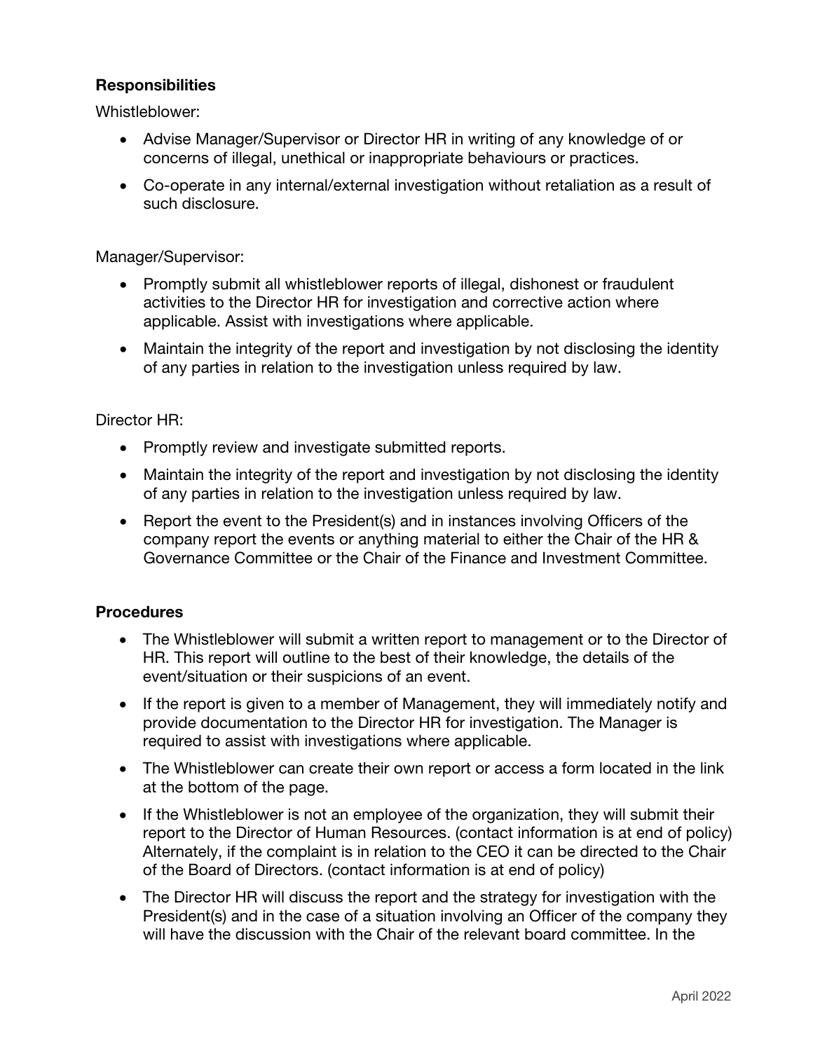**Responsibilities**

Whistleblower:

- Advise Manager/Supervisor or Director HR in writing of any knowledge of or concerns of illegal, unethical or inappropriate behaviours or practices.
- Co-operate in any internal/external investigation without retaliation as a result of such disclosure.

Manager/Supervisor:

- Promptly submit all whistleblower reports of illegal, dishonest or fraudulent activities to the Director HR for investigation and corrective action where applicable. Assist with investigations where applicable.
- Maintain the integrity of the report and investigation by not disclosing the identity of any parties in relation to the investigation unless required by law.

Director HR:

- Promptly review and investigate submitted reports.
- Maintain the integrity of the report and investigation by not disclosing the identity of any parties in relation to the investigation unless required by law.
- Report the event to the President(s) and in instances involving Officers of the company report the events or anything material to either the Chair of the HR & Governance Committee or the Chair of the Finance and Investment Committee.

**Procedures**

- The Whistleblower will submit a written report to management or to the Director of HR. This report will outline to the best of their knowledge, the details of the event/situation or their suspicions of an event.
- If the report is given to a member of Management, they will immediately notify and provide documentation to the Director HR for investigation. The Manager is required to assist with investigations where applicable.
- The Whistleblower can create their own report or access a form located in the link at the bottom of the page.
- If the Whistleblower is not an employee of the organization, they will submit their report to the Director of Human Resources. (contact information is at end of policy) Alternately, if the complaint is in relation to the CEO it can be directed to the Chair of the Board of Directors. (contact information is at end of policy)
- The Director HR will discuss the report and the strategy for investigation with the President(s) and in the case of a situation involving an Officer of the company they will have the discussion with the Chair of the relevant board committee. In the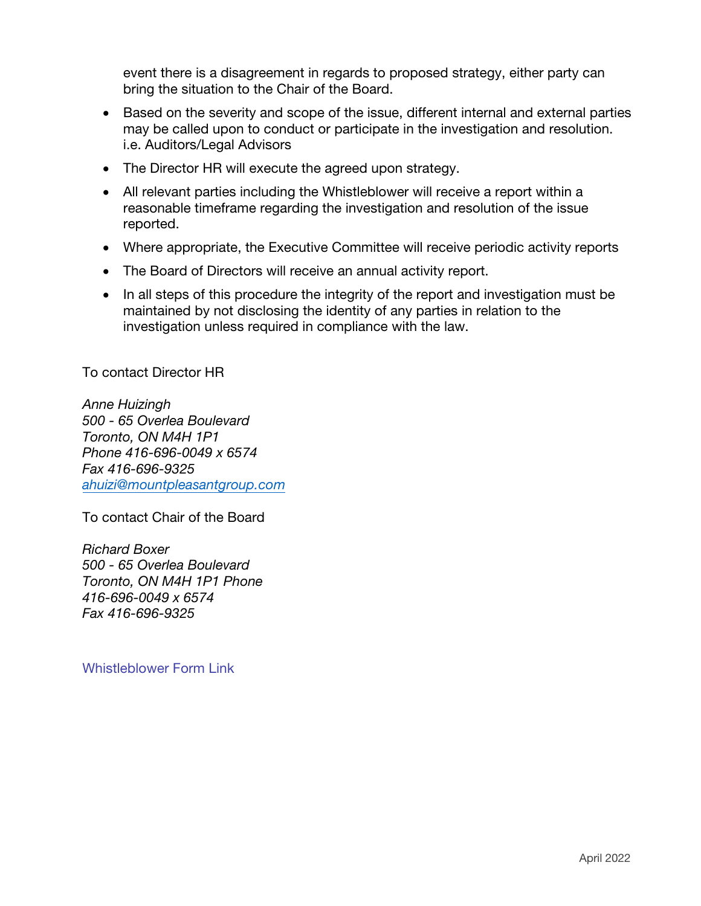event there is a disagreement in regards to proposed strategy, either party can bring the situation to the Chair of the Board.

- Based on the severity and scope of the issue, different internal and external parties may be called upon to conduct or participate in the investigation and resolution. i.e. Auditors/Legal Advisors
- The Director HR will execute the agreed upon strategy.
- All relevant parties including the Whistleblower will receive a report within a reasonable timeframe regarding the investigation and resolution of the issue reported.
- Where appropriate, the Executive Committee will receive periodic activity reports
- The Board of Directors will receive an annual activity report.
- In all steps of this procedure the integrity of the report and investigation must be maintained by not disclosing the identity of any parties in relation to the investigation unless required in compliance with the law.

To contact Director HR

*Anne Huizingh*
*500 - 65 Overlea Boulevard*
*Toronto, ON M4H 1P1*
*Phone 416-696-0049 x 6574*
*Fax 416-696-9325*
*ahuizi@mountpleasantgroup.com*

To contact Chair of the Board

*Richard Boxer*
*500 - 65 Overlea Boulevard*
*Toronto, ON M4H 1P1 Phone*
*416-696-0049 x 6574*
*Fax 416-696-9325*

Whistleblower Form Link

April 2022